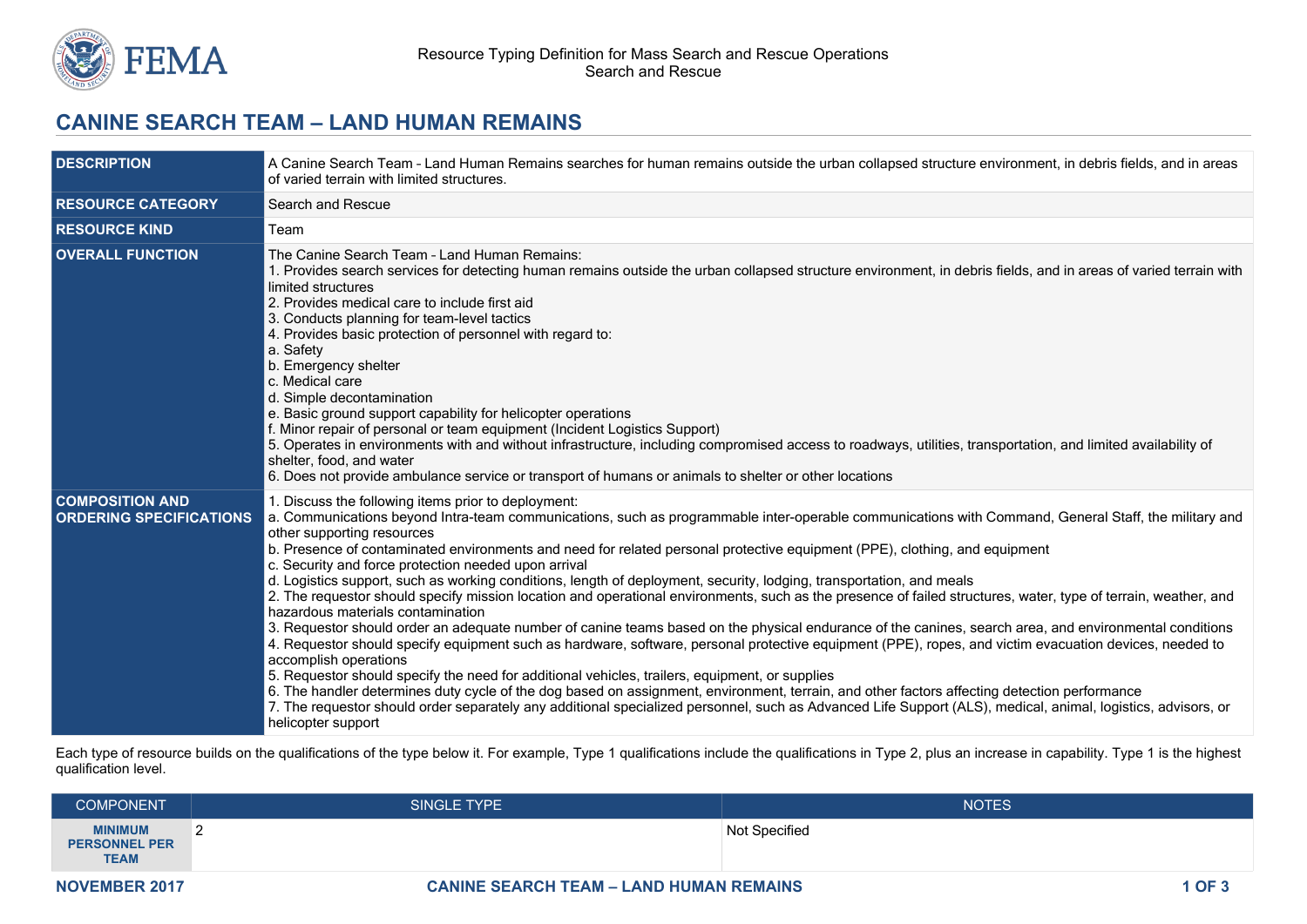Resource Typing Definition for Mass Search and Rescue Operations
Search and Rescue

# CANINE SEARCH TEAM – LAND HUMAN REMAINS

| | |
|---|---|
| **DESCRIPTION** | A Canine Search Team – Land Human Remains searches for human remains outside the urban collapsed structure environment, in debris fields, and in areas of varied terrain with limited structures. |
| **RESOURCE CATEGORY** | Search and Rescue |
| **RESOURCE KIND** | Team |
| **OVERALL FUNCTION** | The Canine Search Team – Land Human Remains:<br>1. Provides search services for detecting human remains outside the urban collapsed structure environment, in debris fields, and in areas of varied terrain with limited structures<br>2. Provides medical care to include first aid<br>3. Conducts planning for team-level tactics<br>4. Provides basic protection of personnel with regard to:<br>a. Safety<br>b. Emergency shelter<br>c. Medical care<br>d. Simple decontamination<br>e. Basic ground support capability for helicopter operations<br>f. Minor repair of personal or team equipment (Incident Logistics Support)<br>5. Operates in environments with and without infrastructure, including compromised access to roadways, utilities, transportation, and limited availability of shelter, food, and water<br>6. Does not provide ambulance service or transport of humans or animals to shelter or other locations |
| **COMPOSITION AND ORDERING SPECIFICATIONS** | 1. Discuss the following items prior to deployment:<br>a. Communications beyond Intra-team communications, such as programmable inter-operable communications with Command, General Staff, the military and other supporting resources<br>b. Presence of contaminated environments and need for related personal protective equipment (PPE), clothing, and equipment<br>c. Security and force protection needed upon arrival<br>d. Logistics support, such as working conditions, length of deployment, security, lodging, transportation, and meals<br>2. The requestor should specify mission location and operational environments, such as the presence of failed structures, water, type of terrain, weather, and hazardous materials contamination<br>3. Requestor should order an adequate number of canine teams based on the physical endurance of the canines, search area, and environmental conditions<br>4. Requestor should specify equipment such as hardware, software, personal protective equipment (PPE), ropes, and victim evacuation devices, needed to accomplish operations<br>5. Requestor should specify the need for additional vehicles, trailers, equipment, or supplies<br>6. The handler determines duty cycle of the dog based on assignment, environment, terrain, and other factors affecting detection performance<br>7. The requestor should order separately any additional specialized personnel, such as Advanced Life Support (ALS), medical, animal, logistics, advisors, or helicopter support |

Each type of resource builds on the qualifications of the type below it. For example, Type 1 qualifications include the qualifications in Type 2, plus an increase in capability. Type 1 is the highest qualification level.

| COMPONENT | SINGLE TYPE | NOTES |
|---|---|---|
| **MINIMUM PERSONNEL PER TEAM** | 2 | Not Specified |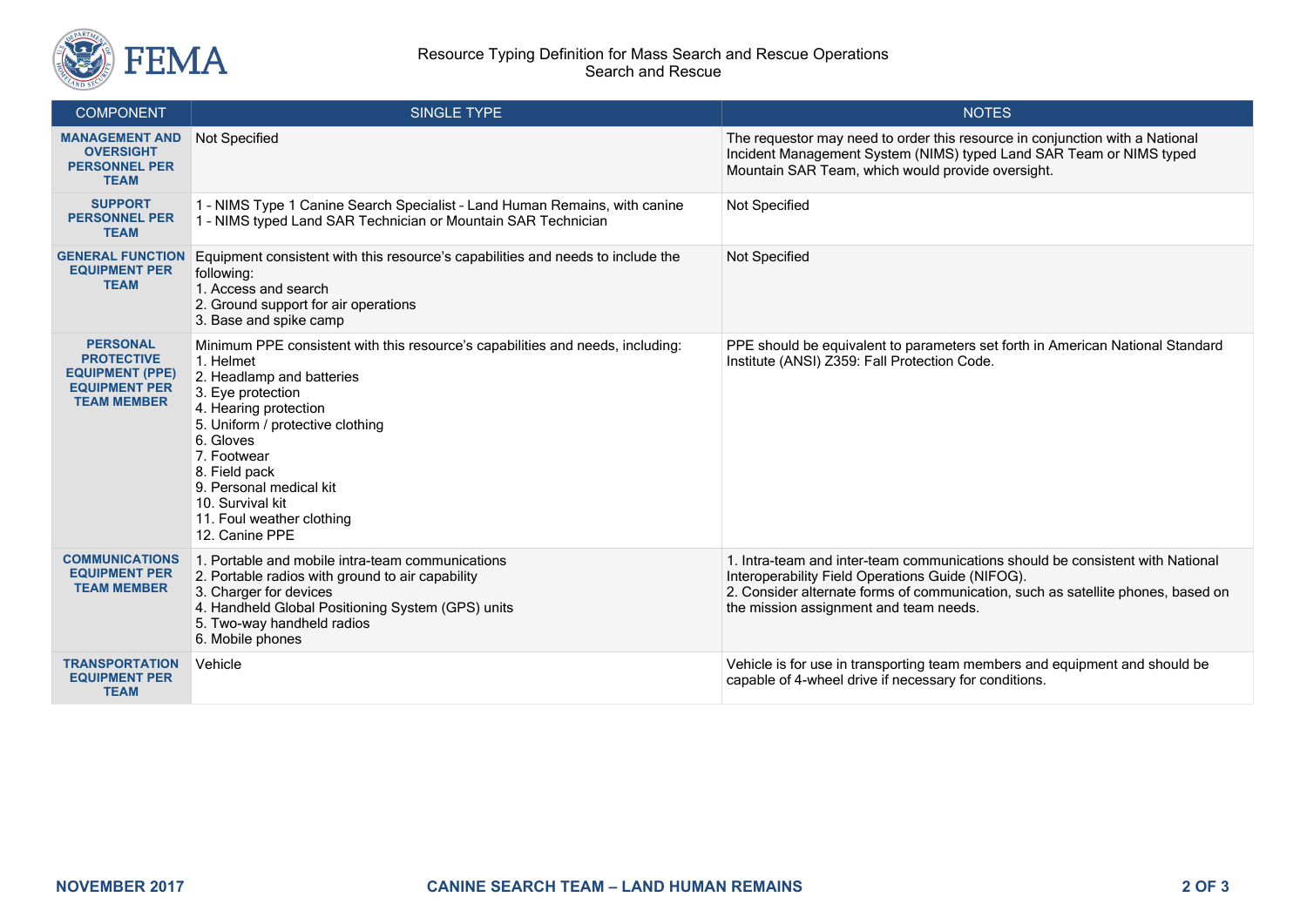| COMPONENT | SINGLE TYPE | NOTES |
|---|---|---|
| **MANAGEMENT AND OVERSIGHT PERSONNEL PER TEAM** | Not Specified | The requestor may need to order this resource in conjunction with a National Incident Management System (NIMS) typed Land SAR Team or NIMS typed Mountain SAR Team, which would provide oversight. |
| **SUPPORT PERSONNEL PER TEAM** | 1 - NIMS Type 1 Canine Search Specialist - Land Human Remains, with canine<br>1 - NIMS typed Land SAR Technician or Mountain SAR Technician | Not Specified |
| **GENERAL FUNCTION EQUIPMENT PER TEAM** | Equipment consistent with this resource's capabilities and needs to include the following:<br>1. Access and search<br>2. Ground support for air operations<br>3. Base and spike camp | Not Specified |
| **PERSONAL PROTECTIVE EQUIPMENT (PPE) EQUIPMENT PER TEAM MEMBER** | Minimum PPE consistent with this resource's capabilities and needs, including:<br>1. Helmet<br>2. Headlamp and batteries<br>3. Eye protection<br>4. Hearing protection<br>5. Uniform / protective clothing<br>6. Gloves<br>7. Footwear<br>8. Field pack<br>9. Personal medical kit<br>10. Survival kit<br>11. Foul weather clothing<br>12. Canine PPE | PPE should be equivalent to parameters set forth in American National Standard Institute (ANSI) Z359: Fall Protection Code. |
| **COMMUNICATIONS EQUIPMENT PER TEAM MEMBER** | 1. Portable and mobile intra-team communications<br>2. Portable radios with ground to air capability<br>3. Charger for devices<br>4. Handheld Global Positioning System (GPS) units<br>5. Two-way handheld radios<br>6. Mobile phones | 1. Intra-team and inter-team communications should be consistent with National Interoperability Field Operations Guide (NIFOG).<br>2. Consider alternate forms of communication, such as satellite phones, based on the mission assignment and team needs. |
| **TRANSPORTATION EQUIPMENT PER TEAM** | Vehicle | Vehicle is for use in transporting team members and equipment and should be capable of 4-wheel drive if necessary for conditions. |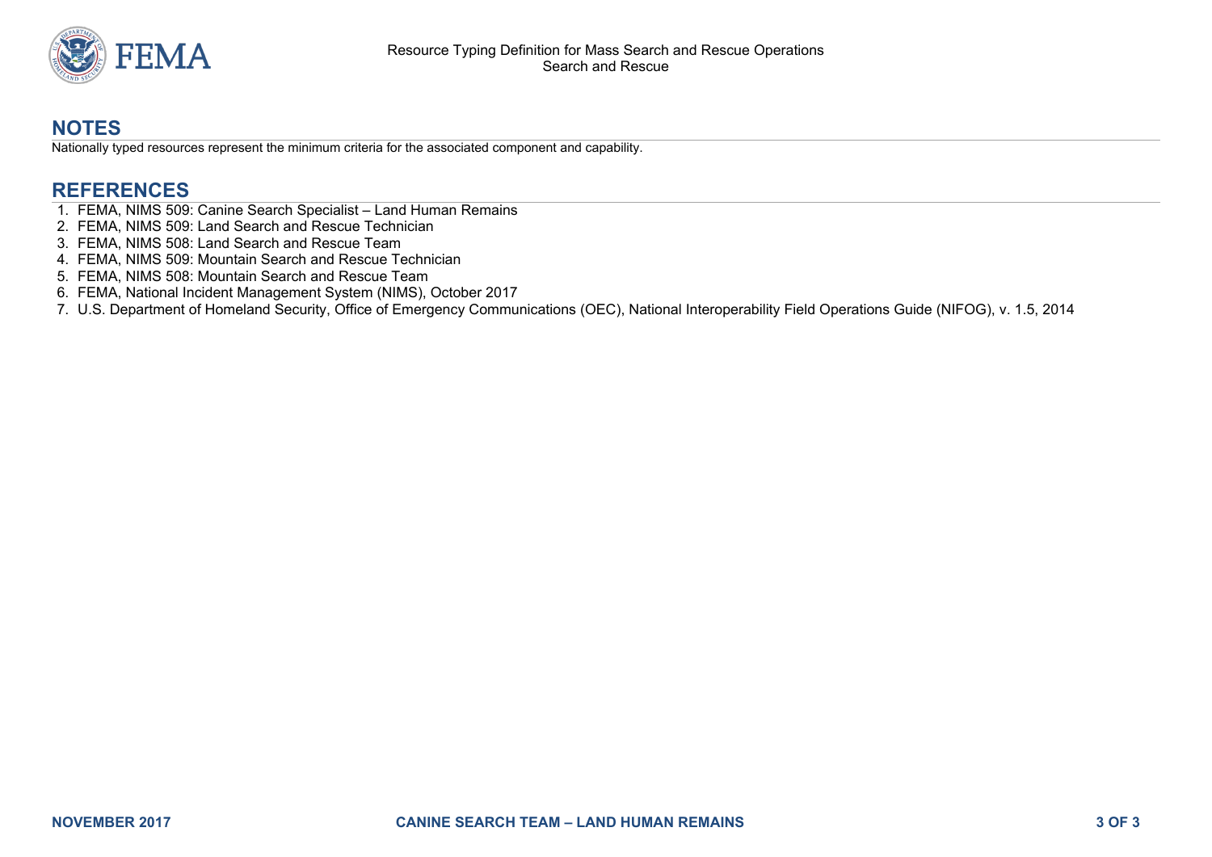## NOTES

Nationally typed resources represent the minimum criteria for the associated component and capability.

## REFERENCES

1. FEMA, NIMS 509: Canine Search Specialist – Land Human Remains
2. FEMA, NIMS 509: Land Search and Rescue Technician
3. FEMA, NIMS 508: Land Search and Rescue Team
4. FEMA, NIMS 509: Mountain Search and Rescue Technician
5. FEMA, NIMS 508: Mountain Search and Rescue Team
6. FEMA, National Incident Management System (NIMS), October 2017
7. U.S. Department of Homeland Security, Office of Emergency Communications (OEC), National Interoperability Field Operations Guide (NIFOG), v. 1.5, 2014